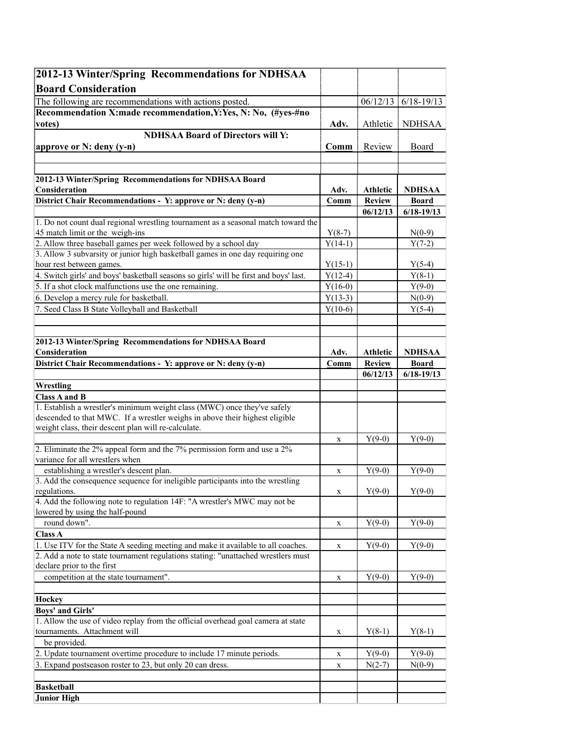| 2012-13 Winter/Spring Recommendations for NDHSAA Board Consideration | | | |
|---|---|---|---|
| The following are recommendations with actions posted. | | 06/12/13 | 6/18-19/13 |
| **Recommendation X:made recommendation,Y:Yes, N: No, (#yes-#no votes)** | **Adv.** | Athletic | NDHSAA |
| **NDHSAA Board of Directors will Y: approve or N: deny (y-n)** | **Comm** | Review | Board |
| | | | |
| | | | |
| **2012-13 Winter/Spring Recommendations for NDHSAA Board Consideration** | **Adv.** | **Athletic** | **NDHSAA** |
| **District Chair Recommendations - Y: approve or N: deny (y-n)** | **Comm** | **Review** | **Board** |
| | | **06/12/13** | **6/18-19/13** |
| 1. Do not count dual regional wrestling tournament as a seasonal match toward the 45 match limit or the weigh-ins | Y(8-7) | | N(0-9) |
| 2. Allow three baseball games per week followed by a school day | Y(14-1) | | Y(7-2) |
| 3. Allow 3 subvarsity or junior high basketball games in one day requiring one hour rest between games. | Y(15-1) | | Y(5-4) |
| 4. Switch girls' and boys' basketball seasons so girls' will be first and boys' last. | Y(12-4) | | Y(8-1) |
| 5. If a shot clock malfunctions use the one remaining. | Y(16-0) | | Y(9-0) |
| 6. Develop a mercy rule for basketball. | Y(13-3) | | N(0-9) |
| 7. Seed Class B State Volleyball and Basketball | Y(10-6) | | Y(5-4) |
| | | | |
| | | | |
| **2012-13 Winter/Spring Recommendations for NDHSAA Board Consideration** | **Adv.** | **Athletic** | **NDHSAA** |
| **District Chair Recommendations - Y: approve or N: deny (y-n)** | **Comm** | **Review** | **Board** |
| | | **06/12/13** | **6/18-19/13** |
| **Wrestling** | | | |
| **Class A and B** | | | |
| 1. Establish a wrestler's minimum weight class (MWC) once they've safely descended to that MWC. If a wrestler weighs in above their highest eligible weight class, their descent plan will re-calculate. | | | |
| | x | Y(9-0) | Y(9-0) |
| 2. Eliminate the 2% appeal form and the 7% permission form and use a 2% variance for all wrestlers when establishing a wrestler's descent plan. | x | Y(9-0) | Y(9-0) |
| 3. Add the consequence sequence for ineligible participants into the wrestling regulations. | x | Y(9-0) | Y(9-0) |
| 4. Add the following note to regulation 14F: "A wrestler's MWC may not be lowered by using the half-pound round down". | x | Y(9-0) | Y(9-0) |
| **Class A** | | | |
| 1. Use ITV for the State A seeding meeting and make it available to all coaches. | x | Y(9-0) | Y(9-0) |
| 2. Add a note to state tournament regulations stating: "unattached wrestlers must declare prior to the first competition at the state tournament". | x | Y(9-0) | Y(9-0) |
| | | | |
| **Hockey** | | | |
| **Boys' and Girls'** | | | |
| 1. Allow the use of video replay from the official overhead goal camera at state tournaments. Attachment will | x | Y(8-1) | Y(8-1) |
| be provided. | | | |
| 2. Update tournament overtime procedure to include 17 minute periods. | x | Y(9-0) | Y(9-0) |
| 3. Expand postseason roster to 23, but only 20 can dress. | x | N(2-7) | N(0-9) |
| | | | |
| **Basketball** | | | |
| **Junior High** | | | |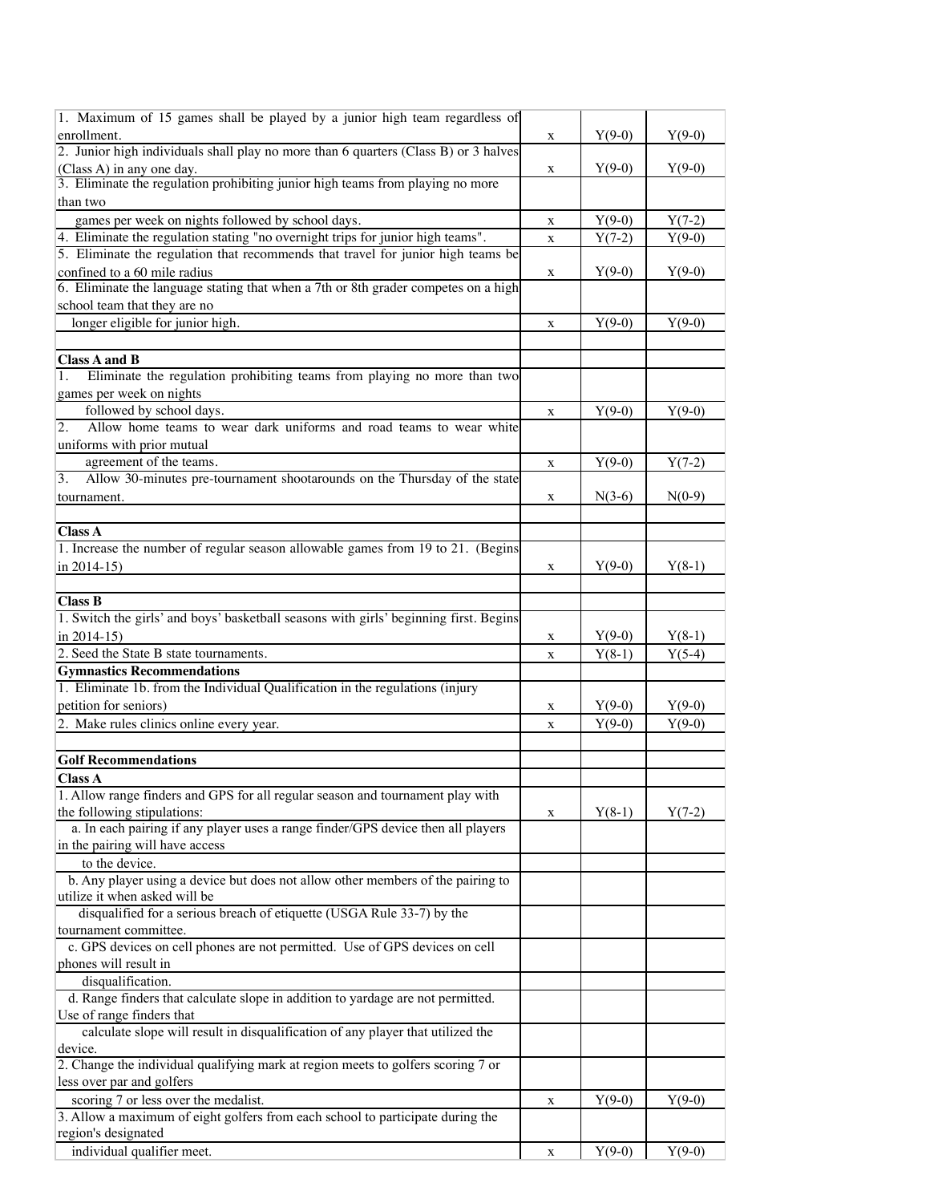| | | | |
|---|---|---|---|
| 1. Maximum of 15 games shall be played by a junior high team regardless of enrollment. | x | Y(9-0) | Y(9-0) |
| 2. Junior high individuals shall play no more than 6 quarters (Class B) or 3 halves (Class A) in any one day. | x | Y(9-0) | Y(9-0) |
| 3. Eliminate the regulation prohibiting junior high teams from playing no more than two games per week on nights followed by school days. | x | Y(9-0) | Y(7-2) |
| 4. Eliminate the regulation stating "no overnight trips for junior high teams". | x | Y(7-2) | Y(9-0) |
| 5. Eliminate the regulation that recommends that travel for junior high teams be confined to a 60 mile radius | x | Y(9-0) | Y(9-0) |
| 6. Eliminate the language stating that when a 7th or 8th grader competes on a high school team that they are no longer eligible for junior high. | x | Y(9-0) | Y(9-0) |
| | | | |
| **Class A and B** | | | |
| 1. Eliminate the regulation prohibiting teams from playing no more than two games per week on nights followed by school days. | x | Y(9-0) | Y(9-0) |
| 2. Allow home teams to wear dark uniforms and road teams to wear white uniforms with prior mutual agreement of the teams. | x | Y(9-0) | Y(7-2) |
| 3. Allow 30-minutes pre-tournament shootarounds on the Thursday of the state tournament. | x | N(3-6) | N(0-9) |
| | | | |
| **Class A** | | | |
| 1. Increase the number of regular season allowable games from 19 to 21. (Begins in 2014-15) | x | Y(9-0) | Y(8-1) |
| | | | |
| **Class B** | | | |
| 1. Switch the girls' and boys' basketball seasons with girls' beginning first. Begins in 2014-15) | x | Y(9-0) | Y(8-1) |
| 2. Seed the State B state tournaments. | x | Y(8-1) | Y(5-4) |
| **Gymnastics Recommendations** | | | |
| 1. Eliminate 1b. from the Individual Qualification in the regulations (injury petition for seniors) | x | Y(9-0) | Y(9-0) |
| 2. Make rules clinics online every year. | x | Y(9-0) | Y(9-0) |
| | | | |
| **Golf Recommendations** | | | |
| **Class A** | | | |
| 1. Allow range finders and GPS for all regular season and tournament play with the following stipulations: | x | Y(8-1) | Y(7-2) |
| a. In each pairing if any player uses a range finder/GPS device then all players in the pairing will have access to the device. | | | |
| b. Any player using a device but does not allow other members of the pairing to utilize it when asked will be disqualified for a serious breach of etiquette (USGA Rule 33-7) by the tournament committee. | | | |
| c. GPS devices on cell phones are not permitted. Use of GPS devices on cell phones will result in disqualification. | | | |
| d. Range finders that calculate slope in addition to yardage are not permitted. Use of range finders that calculate slope will result in disqualification of any player that utilized the device. | | | |
| 2. Change the individual qualifying mark at region meets to golfers scoring 7 or less over par and golfers scoring 7 or less over the medalist. | x | Y(9-0) | Y(9-0) |
| 3. Allow a maximum of eight golfers from each school to participate during the region's designated individual qualifier meet. | x | Y(9-0) | Y(9-0) |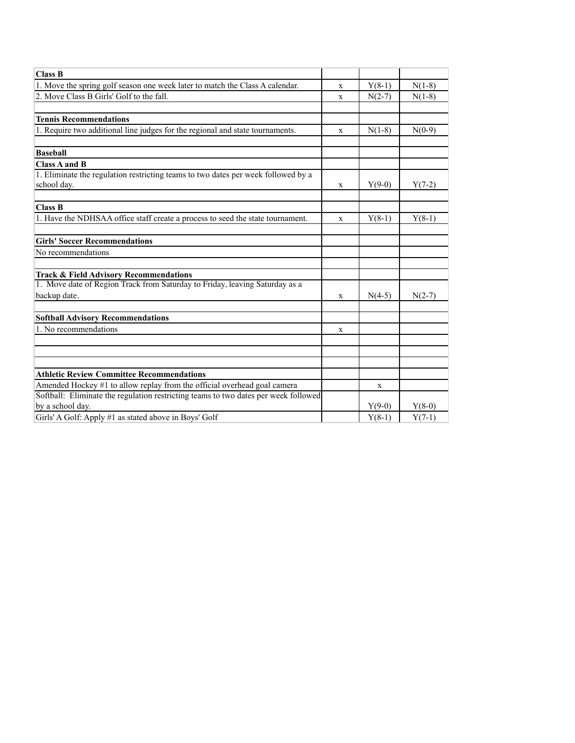| | | | |
|---|---|---|---|
| **Class B** | | | |
| 1. Move the spring golf season one week later to match the Class A calendar. | x | Y(8-1) | N(1-8) |
| 2. Move Class B Girls' Golf to the fall. | x | N(2-7) | N(1-8) |
| | | | |
| **Tennis Recommendations** | | | |
| 1. Require two additional line judges for the regional and state tournaments. | x | N(1-8) | N(0-9) |
| | | | |
| **Baseball** | | | |
| **Class A and B** | | | |
| 1. Eliminate the regulation restricting teams to two dates per week followed by a school day. | x | Y(9-0) | Y(7-2) |
| | | | |
| **Class B** | | | |
| 1. Have the NDHSAA office staff create a process to seed the state tournament. | x | Y(8-1) | Y(8-1) |
| | | | |
| **Girls' Soccer Recommendations** | | | |
| No recommendations | | | |
| | | | |
| **Track & Field Advisory Recommendations** | | | |
| 1. Move date of Region Track from Saturday to Friday, leaving Saturday as a backup date. | x | N(4-5) | N(2-7) |
| | | | |
| **Softball Advisory Recommendations** | | | |
| 1. No recommendations | x | | |
| | | | |
| | | | |
| | | | |
| **Athletic Review Committee Recommendations** | | | |
| Amended Hockey #1 to allow replay from the official overhead goal camera | | x | |
| Softball: Eliminate the regulation restricting teams to two dates per week followed by a school day. | | Y(9-0) | Y(8-0) |
| Girls' A Golf: Apply #1 as stated above in Boys' Golf | | Y(8-1) | Y(7-1) |